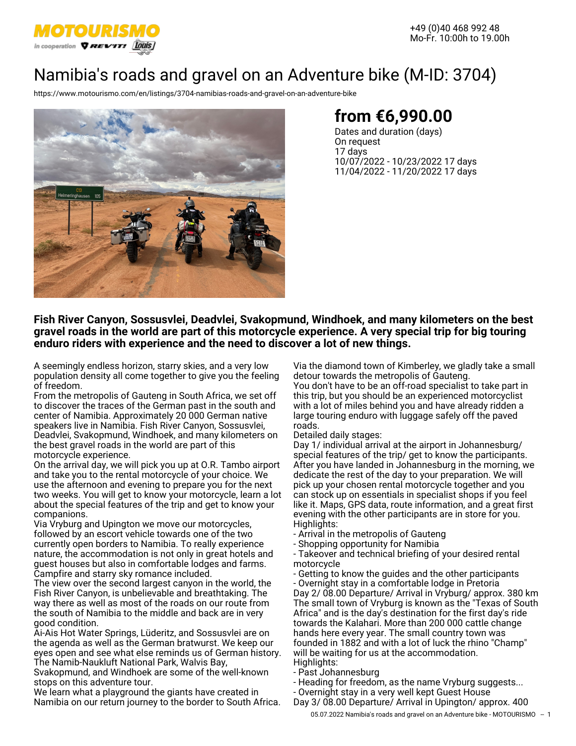MOTOURISMO

in cooperation REV'IT! Louis

+49 (0)40 468 992 48
Mo-Fr. 10:00h to 19.00h

# Namibia's roads and gravel on an Adventure bike (M-ID: 3704)

https://www.motourismo.com/en/listings/3704-namibias-roads-and-gravel-on-an-adventure-bike

## from €6,990.00

Dates and duration (days)
On request
17 days
10/07/2022 - 10/23/2022 17 days
11/04/2022 - 11/20/2022 17 days

**Fish River Canyon, Sossusvlei, Deadvlei, Svakopmund, Windhoek, and many kilometers on the best gravel roads in the world are part of this motorcycle experience. A very special trip for big touring enduro riders with experience and the need to discover a lot of new things.**

A seemingly endless horizon, starry skies, and a very low population density all come together to give you the feeling of freedom.
From the metropolis of Gauteng in South Africa, we set off to discover the traces of the German past in the south and center of Namibia. Approximately 20 000 German native speakers live in Namibia. Fish River Canyon, Sossusvlei, Deadvlei, Svakopmund, Windhoek, and many kilometers on the best gravel roads in the world are part of this motorcycle experience.
On the arrival day, we will pick you up at O.R. Tambo airport and take you to the rental motorcycle of your choice. We use the afternoon and evening to prepare you for the next two weeks. You will get to know your motorcycle, learn a lot about the special features of the trip and get to know your companions.
Via Vryburg and Upington we move our motorcycles, followed by an escort vehicle towards one of the two currently open borders to Namibia. To really experience nature, the accommodation is not only in great hotels and guest houses but also in comfortable lodges and farms. Campfire and starry sky romance included.
The view over the second largest canyon in the world, the Fish River Canyon, is unbelievable and breathtaking. The way there as well as most of the roads on our route from the south of Namibia to the middle and back are in very good condition.
Ai-Ais Hot Water Springs, Lüderitz, and Sossusvlei are on the agenda as well as the German bratwurst. We keep our eyes open and see what else reminds us of German history. The Namib-Naukluft National Park, Walvis Bay, Svakopmund, and Windhoek are some of the well-known stops on this adventure tour.
We learn what a playground the giants have created in Namibia on our return journey to the border to South Africa. Via the diamond town of Kimberley, we gladly take a small detour towards the metropolis of Gauteng.
You don't have to be an off-road specialist to take part in this trip, but you should be an experienced motorcyclist with a lot of miles behind you and have already ridden a large touring enduro with luggage safely off the paved roads.
Detailed daily stages:
Day 1/ individual arrival at the airport in Johannesburg/ special features of the trip/ get to know the participants.
After you have landed in Johannesburg in the morning, we dedicate the rest of the day to your preparation. We will pick up your chosen rental motorcycle together and you can stock up on essentials in specialist shops if you feel like it. Maps, GPS data, route information, and a great first evening with the other participants are in store for you.
Highlights:
- Arrival in the metropolis of Gauteng
- Shopping opportunity for Namibia
- Takeover and technical briefing of your desired rental motorcycle
- Getting to know the guides and the other participants
- Overnight stay in a comfortable lodge in Pretoria

Day 2/ 08.00 Departure/ Arrival in Vryburg/ approx. 380 km
The small town of Vryburg is known as the "Texas of South Africa" and is the day's destination for the first day's ride towards the Kalahari. More than 200 000 cattle change hands here every year. The small country town was founded in 1882 and with a lot of luck the rhino "Champ" will be waiting for us at the accommodation.
Highlights:
- Past Johannesburg
- Heading for freedom, as the name Vryburg suggests...
- Overnight stay in a very well kept Guest House

Day 3/ 08.00 Departure/ Arrival in Upington/ approx. 400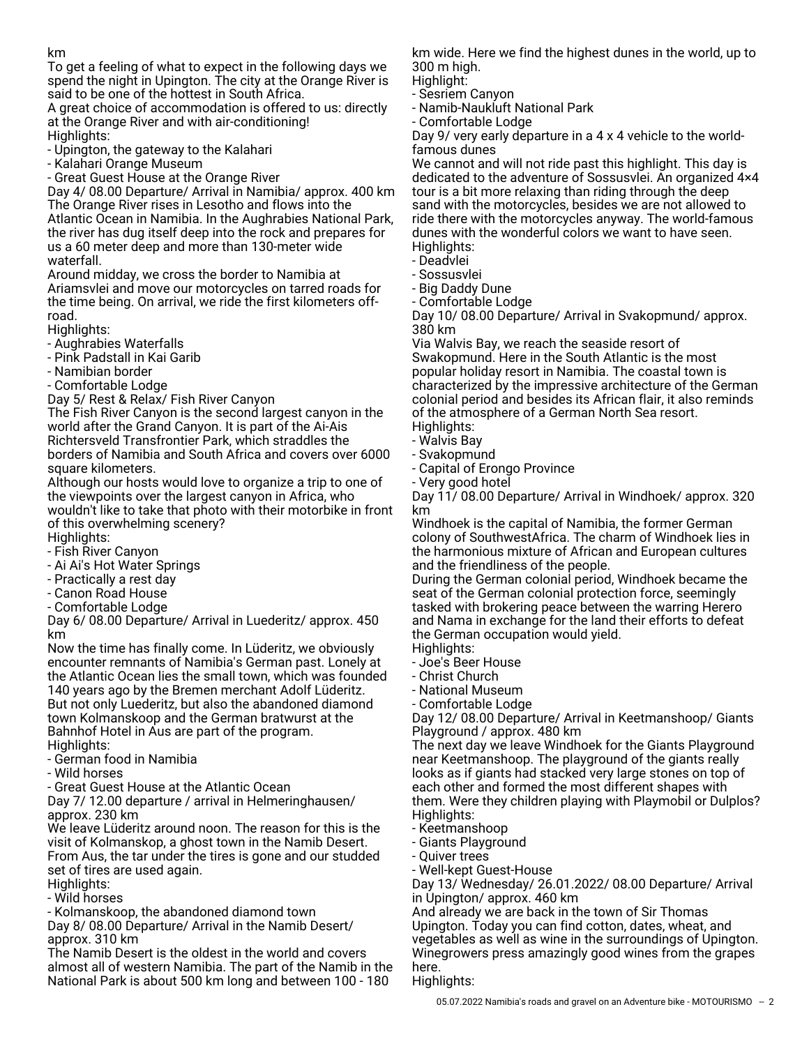km

To get a feeling of what to expect in the following days we spend the night in Upington. The city at the Orange River is said to be one of the hottest in South Africa.

A great choice of accommodation is offered to us: directly at the Orange River and with air-conditioning!

Highlights:

- Upington, the gateway to the Kalahari
- Kalahari Orange Museum
- Great Guest House at the Orange River

Day 4/ 08.00 Departure/ Arrival in Namibia/ approx. 400 km

The Orange River rises in Lesotho and flows into the Atlantic Ocean in Namibia. In the Aughrabies National Park, the river has dug itself deep into the rock and prepares for us a 60 meter deep and more than 130-meter wide waterfall.

Around midday, we cross the border to Namibia at Ariamsvlei and move our motorcycles on tarred roads for the time being. On arrival, we ride the first kilometers off-road.

Highlights:

- Aughrabies Waterfalls
- Pink Padstall in Kai Garib
- Namibian border
- Comfortable Lodge

Day 5/ Rest & Relax/ Fish River Canyon

The Fish River Canyon is the second largest canyon in the world after the Grand Canyon. It is part of the Ai-Ais Richtersveld Transfrontier Park, which straddles the borders of Namibia and South Africa and covers over 6000 square kilometers.

Although our hosts would love to organize a trip to one of the viewpoints over the largest canyon in Africa, who wouldn't like to take that photo with their motorbike in front of this overwhelming scenery?

Highlights:

- Fish River Canyon
- Ai Ai's Hot Water Springs
- Practically a rest day
- Canon Road House
- Comfortable Lodge

Day 6/ 08.00 Departure/ Arrival in Luederitz/ approx. 450 km

Now the time has finally come. In Lüderitz, we obviously encounter remnants of Namibia's German past. Lonely at the Atlantic Ocean lies the small town, which was founded 140 years ago by the Bremen merchant Adolf Lüderitz. But not only Luederitz, but also the abandoned diamond town Kolmanskoop and the German bratwurst at the Bahnhof Hotel in Aus are part of the program.

Highlights:

- German food in Namibia
- Wild horses
- Great Guest House at the Atlantic Ocean

Day 7/ 12.00 departure / arrival in Helmeringhausen/ approx. 230 km

We leave Lüderitz around noon. The reason for this is the visit of Kolmanskop, a ghost town in the Namib Desert. From Aus, the tar under the tires is gone and our studded set of tires are used again.

Highlights:

- Wild horses
- Kolmanskoop, the abandoned diamond town

Day 8/ 08.00 Departure/ Arrival in the Namib Desert/ approx. 310 km

The Namib Desert is the oldest in the world and covers almost all of western Namibia. The part of the Namib in the National Park is about 500 km long and between 100 - 180 km wide. Here we find the highest dunes in the world, up to 300 m high.

Highlight:

- Sesriem Canyon
- Namib-Naukluft National Park
- Comfortable Lodge

Day 9/ very early departure in a 4 x 4 vehicle to the world-famous dunes

We cannot and will not ride past this highlight. This day is dedicated to the adventure of Sossusvlei. An organized 4×4 tour is a bit more relaxing than riding through the deep sand with the motorcycles, besides we are not allowed to ride there with the motorcycles anyway. The world-famous dunes with the wonderful colors we want to have seen.

Highlights:

- Deadvlei
- Sossusvlei
- Big Daddy Dune
- Comfortable Lodge

Day 10/ 08.00 Departure/ Arrival in Svakopmund/ approx. 380 km

Via Walvis Bay, we reach the seaside resort of Swakopmund. Here in the South Atlantic is the most popular holiday resort in Namibia. The coastal town is characterized by the impressive architecture of the German colonial period and besides its African flair, it also reminds of the atmosphere of a German North Sea resort.

Highlights:

- Walvis Bay
- Svakopmund
- Capital of Erongo Province
- Very good hotel

Day 11/ 08.00 Departure/ Arrival in Windhoek/ approx. 320 km

Windhoek is the capital of Namibia, the former German colony of SouthwestAfrica. The charm of Windhoek lies in the harmonious mixture of African and European cultures and the friendliness of the people.

During the German colonial period, Windhoek became the seat of the German colonial protection force, seemingly tasked with brokering peace between the warring Herero and Nama in exchange for the land their efforts to defeat the German occupation would yield.

Highlights:

- Joe's Beer House
- Christ Church
- National Museum
- Comfortable Lodge

Day 12/ 08.00 Departure/ Arrival in Keetmanshoop/ Giants Playground / approx. 480 km

The next day we leave Windhoek for the Giants Playground near Keetmanshoop. The playground of the giants really looks as if giants had stacked very large stones on top of each other and formed the most different shapes with them. Were they children playing with Playmobil or Dulplos?

Highlights:

- Keetmanshoop
- Giants Playground
- Quiver trees
- Well-kept Guest-House

Day 13/ Wednesday/ 26.01.2022/ 08.00 Departure/ Arrival in Upington/ approx. 460 km

And already we are back in the town of Sir Thomas Upington. Today you can find cotton, dates, wheat, and vegetables as well as wine in the surroundings of Upington. Winegrowers press amazingly good wines from the grapes here.

Highlights: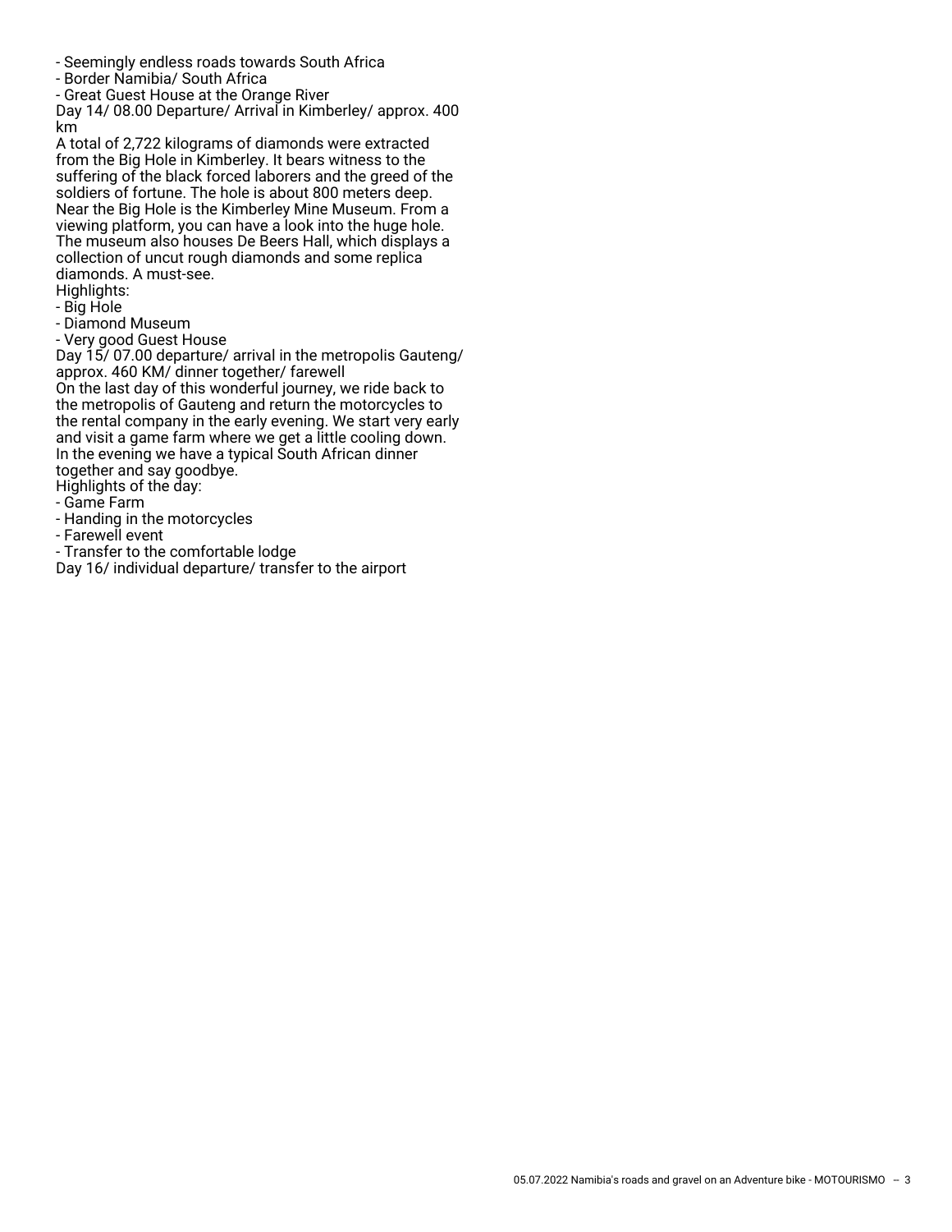- Seemingly endless roads towards South Africa
- Border Namibia/ South Africa
- Great Guest House at the Orange River

Day 14/ 08.00 Departure/ Arrival in Kimberley/ approx. 400 km

A total of 2,722 kilograms of diamonds were extracted from the Big Hole in Kimberley. It bears witness to the suffering of the black forced laborers and the greed of the soldiers of fortune. The hole is about 800 meters deep. Near the Big Hole is the Kimberley Mine Museum. From a viewing platform, you can have a look into the huge hole. The museum also houses De Beers Hall, which displays a collection of uncut rough diamonds and some replica diamonds. A must-see.

Highlights:

- Big Hole
- Diamond Museum
- Very good Guest House

Day 15/ 07.00 departure/ arrival in the metropolis Gauteng/ approx. 460 KM/ dinner together/ farewell

On the last day of this wonderful journey, we ride back to the metropolis of Gauteng and return the motorcycles to the rental company in the early evening. We start very early and visit a game farm where we get a little cooling down. In the evening we have a typical South African dinner together and say goodbye.

Highlights of the day:

- Game Farm
- Handing in the motorcycles
- Farewell event
- Transfer to the comfortable lodge

Day 16/ individual departure/ transfer to the airport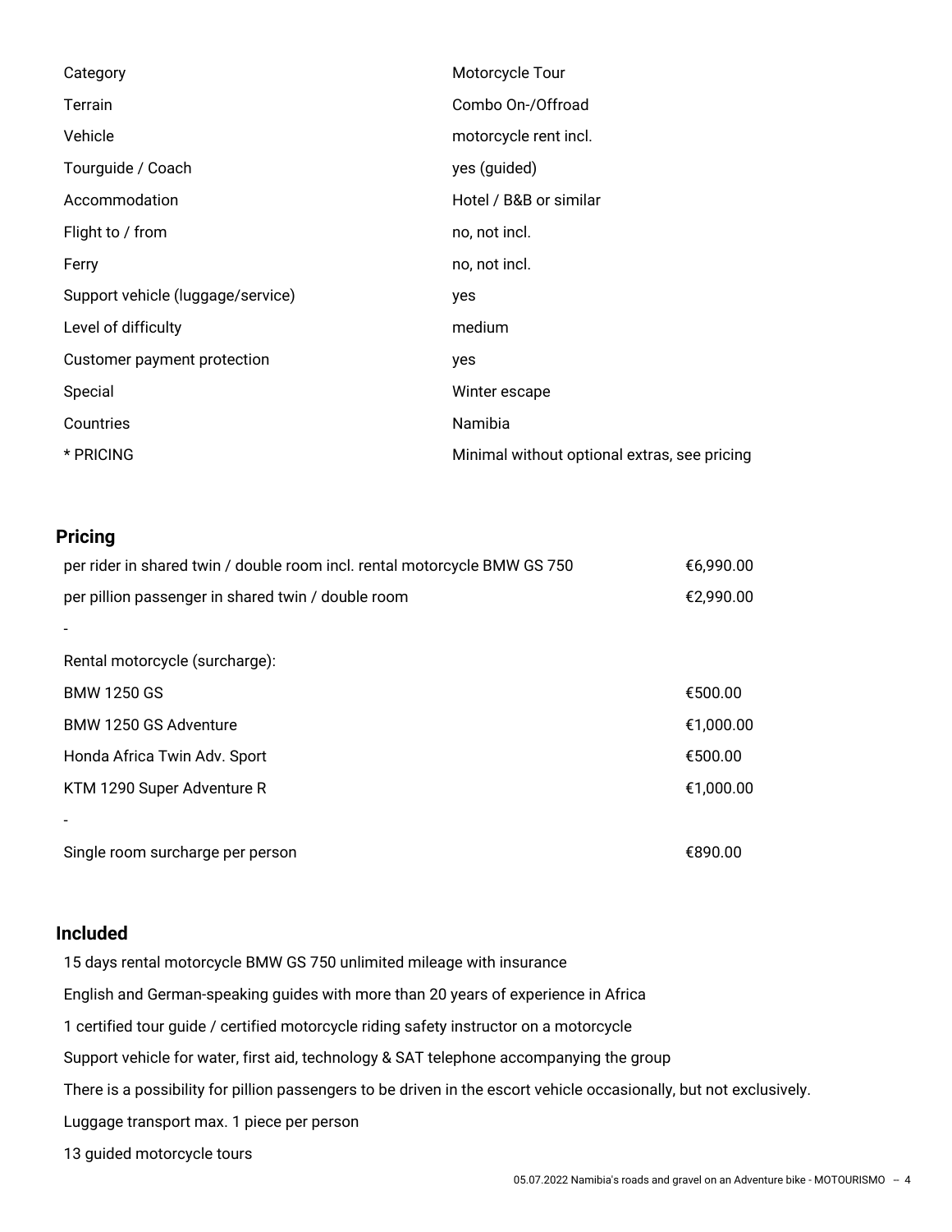| | |
|---|---|
| Category | Motorcycle Tour |
| Terrain | Combo On-/Offroad |
| Vehicle | motorcycle rent incl. |
| Tourguide / Coach | yes (guided) |
| Accommodation | Hotel / B&B or similar |
| Flight to / from | no, not incl. |
| Ferry | no, not incl. |
| Support vehicle (luggage/service) | yes |
| Level of difficulty | medium |
| Customer payment protection | yes |
| Special | Winter escape |
| Countries | Namibia |
| * PRICING | Minimal without optional extras, see pricing |

## Pricing

| | |
|---|---|
| per rider in shared twin / double room incl. rental motorcycle BMW GS 750 | €6,990.00 |
| per pillion passenger in shared twin / double room | €2,990.00 |
| - | |
| Rental motorcycle (surcharge): | |
| BMW 1250 GS | €500.00 |
| BMW 1250 GS Adventure | €1,000.00 |
| Honda Africa Twin Adv. Sport | €500.00 |
| KTM 1290 Super Adventure R | €1,000.00 |
| - | |
| Single room surcharge per person | €890.00 |

## Included

15 days rental motorcycle BMW GS 750 unlimited mileage with insurance

English and German-speaking guides with more than 20 years of experience in Africa

1 certified tour guide / certified motorcycle riding safety instructor on a motorcycle

Support vehicle for water, first aid, technology & SAT telephone accompanying the group

There is a possibility for pillion passengers to be driven in the escort vehicle occasionally, but not exclusively.

Luggage transport max. 1 piece per person

13 guided motorcycle tours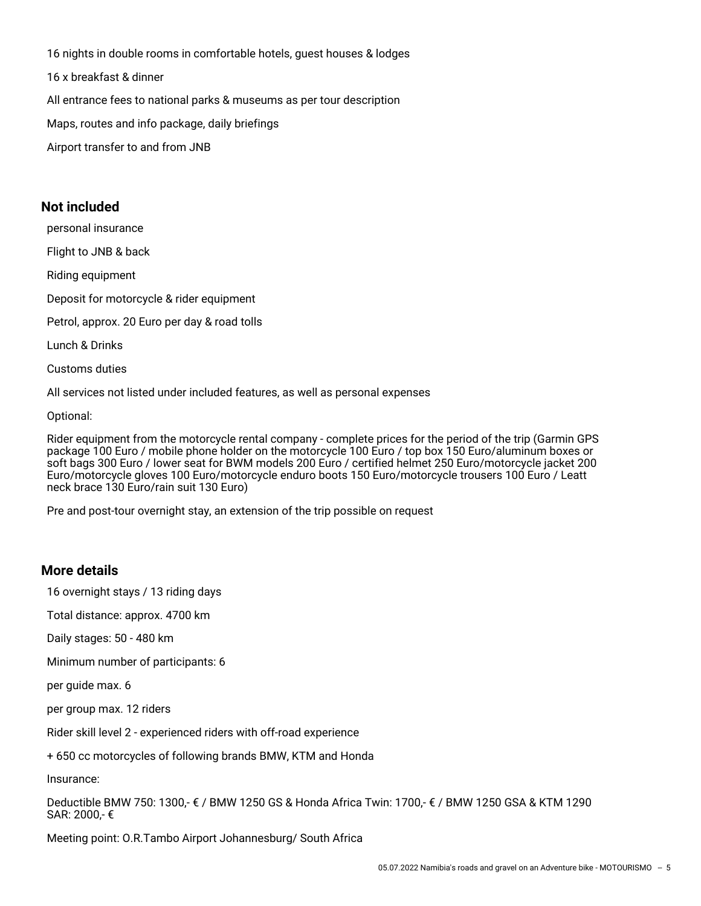16 nights in double rooms in comfortable hotels, guest houses & lodges

16 x breakfast & dinner

All entrance fees to national parks & museums as per tour description

Maps, routes and info package, daily briefings

Airport transfer to and from JNB

## Not included

personal insurance

Flight to JNB & back

Riding equipment

Deposit for motorcycle & rider equipment

Petrol, approx. 20 Euro per day & road tolls

Lunch & Drinks

Customs duties

All services not listed under included features, as well as personal expenses

Optional:

Rider equipment from the motorcycle rental company - complete prices for the period of the trip (Garmin GPS package 100 Euro / mobile phone holder on the motorcycle 100 Euro / top box 150 Euro/aluminum boxes or soft bags 300 Euro / lower seat for BWM models 200 Euro / certified helmet 250 Euro/motorcycle jacket 200 Euro/motorcycle gloves 100 Euro/motorcycle enduro boots 150 Euro/motorcycle trousers 100 Euro / Leatt neck brace 130 Euro/rain suit 130 Euro)

Pre and post-tour overnight stay, an extension of the trip possible on request

## More details

16 overnight stays / 13 riding days

Total distance: approx. 4700 km

Daily stages: 50 - 480 km

Minimum number of participants: 6

per guide max. 6

per group max. 12 riders

Rider skill level 2 - experienced riders with off-road experience

+ 650 cc motorcycles of following brands BMW, KTM and Honda

Insurance:

Deductible BMW 750: 1300,- € / BMW 1250 GS & Honda Africa Twin: 1700,- € / BMW 1250 GSA & KTM 1290 SAR: 2000,- €

Meeting point: O.R.Tambo Airport Johannesburg/ South Africa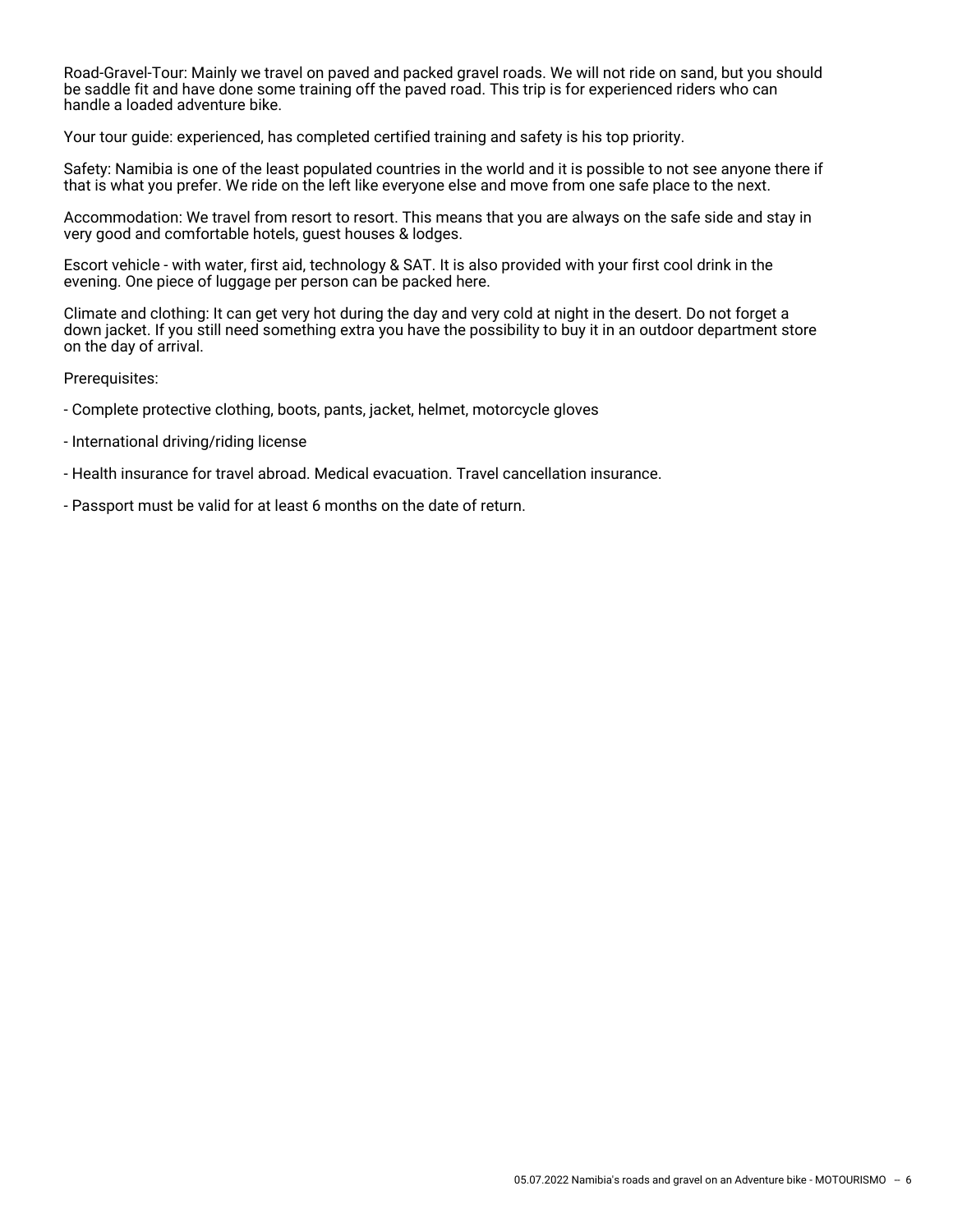Road-Gravel-Tour: Mainly we travel on paved and packed gravel roads. We will not ride on sand, but you should be saddle fit and have done some training off the paved road. This trip is for experienced riders who can handle a loaded adventure bike.

Your tour guide: experienced, has completed certified training and safety is his top priority.

Safety: Namibia is one of the least populated countries in the world and it is possible to not see anyone there if that is what you prefer. We ride on the left like everyone else and move from one safe place to the next.

Accommodation: We travel from resort to resort. This means that you are always on the safe side and stay in very good and comfortable hotels, guest houses & lodges.

Escort vehicle - with water, first aid, technology & SAT. It is also provided with your first cool drink in the evening. One piece of luggage per person can be packed here.

Climate and clothing: It can get very hot during the day and very cold at night in the desert. Do not forget a down jacket. If you still need something extra you have the possibility to buy it in an outdoor department store on the day of arrival.

Prerequisites:

- Complete protective clothing, boots, pants, jacket, helmet, motorcycle gloves

- International driving/riding license

- Health insurance for travel abroad. Medical evacuation. Travel cancellation insurance.

- Passport must be valid for at least 6 months on the date of return.